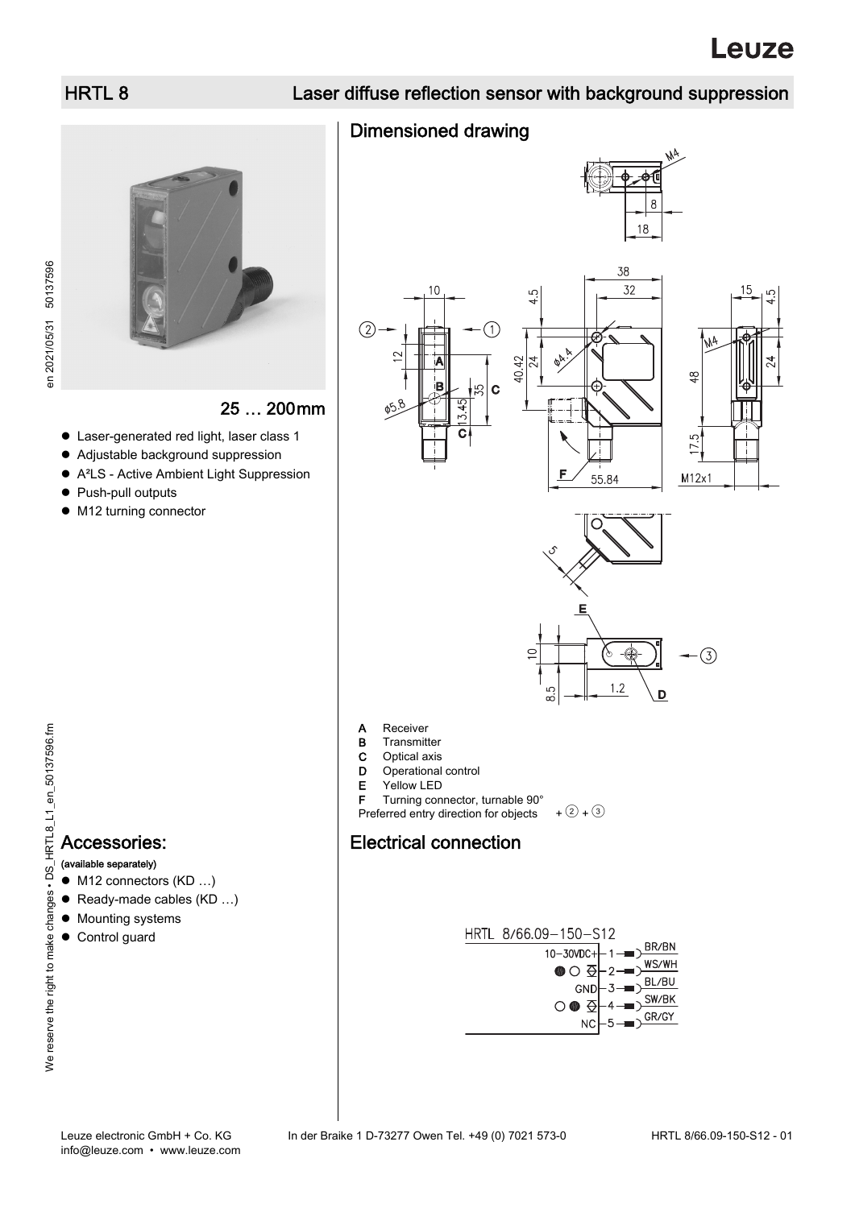# HRTL 8

## Laser diffuse reflection sensor with background suppression

### 25 … 200mm

- Laser-generated red light, laser class 1
- Adjustable background suppression
- A²LS - Active Ambient Light Suppression
- Push-pull outputs
- M12 turning connector

## Dimensioned drawing

- **A** Receiver
- **B** Transmitter
- **C** Optical axis
- **D** Operational control
- **E** Yellow LED
- **F** Turning connector, turnable 90°

Preferred entry direction for objects + ② + ③

## Accessories:

(available separately)

- M12 connectors (KD …)
- Ready-made cables (KD …)
- Mounting systems
- Control guard

## Electrical connection

HRTL 8/66.09-150-S12

| Pin | Function | Wire color |
|---|---|---|
| 1 | 10-30VDC+ | BR/BN |
| 2 | ● ○ (push-pull output) | WS/WH |
| 3 | GND | BL/BU |
| 4 | ○ ● (push-pull output) | SW/BK |
| 5 | NC | GR/GY |

Leuze electronic GmbH + Co. KG In der Braike 1 D-73277 Owen Tel. +49 (0) 7021 573-0
info@leuze.com • www.leuze.com

HRTL 8/66.09-150-S12 - 01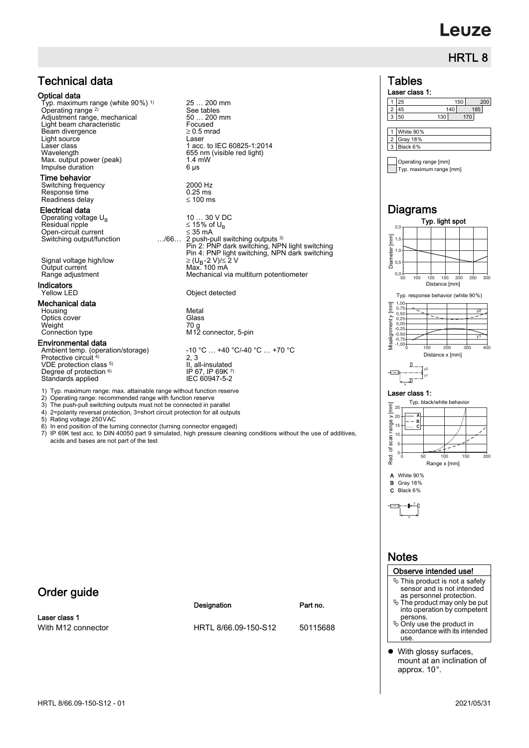# Technical data

### Optical data

| | |
|---|---|
| Typ. maximum range (white 90%) [1] | 25 … 200 mm |
| Operating range [2] | See tables |
| Adjustment range, mechanical | 50 … 200 mm |
| Light beam characteristic | Focused |
| Beam divergence | ≥ 0.5 mrad |
| Light source | Laser |
| Laser class | 1 acc. to IEC 60825-1:2014 |
| Wavelength | 655 nm (visible red light) |
| Max. output power (peak) | 1.4 mW |
| Impulse duration | 6 µs |

### Time behavior

| | |
|---|---|
| Switching frequency | 2000 Hz |
| Response time | 0.25 ms |
| Readiness delay | ≤ 100 ms |

### Electrical data

| | | |
|---|---|---|
| Operating voltage $U_B$ | | 10 … 30 V DC |
| Residual ripple | | ≤ 15% of $U_B$ |
| Open-circuit current | | ≤ 35 mA |
| Switching output/function | …/66… | 2 push-pull switching outputs [3]<br>Pin 2: PNP dark switching, NPN light switching<br>Pin 4: PNP light switching, NPN dark switching |
| Signal voltage high/low | | ≥ ($U_B$-2 V)/≤ 2 V |
| Output current | | Max. 100 mA |
| Range adjustment | | Mechanical via multiturn potentiometer |

### Indicators

| | |
|---|---|
| Yellow LED | Object detected |

### Mechanical data

| | |
|---|---|
| Housing | Metal |
| Optics cover | Glass |
| Weight | 70 g |
| Connection type | M12 connector, 5-pin |

### Environmental data

| | |
|---|---|
| Ambient temp. (operation/storage) | -10 °C … +40 °C/-40 °C … +70 °C |
| Protective circuit [4] | 2, 3 |
| VDE protection class [5] | II, all-insulated |
| Degree of protection [6] | IP 67, IP 69K [7] |
| Standards applied | IEC 60947-5-2 |

1) Typ. maximum range: max. attainable range without function reserve
2) Operating range: recommended range with function reserve
3) The push-pull switching outputs must not be connected in parallel
4) 2=polarity reversal protection, 3=short circuit protection for all outputs
5) Rating voltage 250VAC
6) In end position of the turning connector (turning connector engaged)
7) IP 69K test acc. to DIN 40050 part 9 simulated, high pressure cleaning conditions without the use of additives, acids and bases are not part of the test

# Order guide

| | Designation | Part no. |
|---|---|---|
| **Laser class 1** | | |
| With M12 connector | HRTL 8/66.09-150-S12 | 50115688 |

# Tables

**Laser class 1:**

| | Operating range [mm] | Typ. maximum range [mm] |
|---|---|---|
| 1 | 25 … 150 | 200 |
| 2 | 45 … 140 | 185 |
| 3 | 50 … 130 | 170 |

| | |
|---|---|
| 1 | White 90% |
| 2 | Gray 18% |
| 3 | Black 6% |

Operating range [mm]
Typ. maximum range [mm]

# Diagrams

Typ. light spot

Diameter [mm]; Distance [mm]

Typ. response behavior (white 90%)

Misalignment y [mm]; Distance x [mm]

**Laser class 1:**

Typ. black/white behavior

Red. of scan range y [mm]; Range x [mm]

**A** White 90%
**B** Gray 18%
**C** Black 6%

# Notes

**Observe intended use!**

- This product is not a safety sensor and is not intended as personnel protection.
- The product may only be put into operation by competent persons.
- Only use the product in accordance with its intended use.

- With glossy surfaces, mount at an inclination of approx. 10°.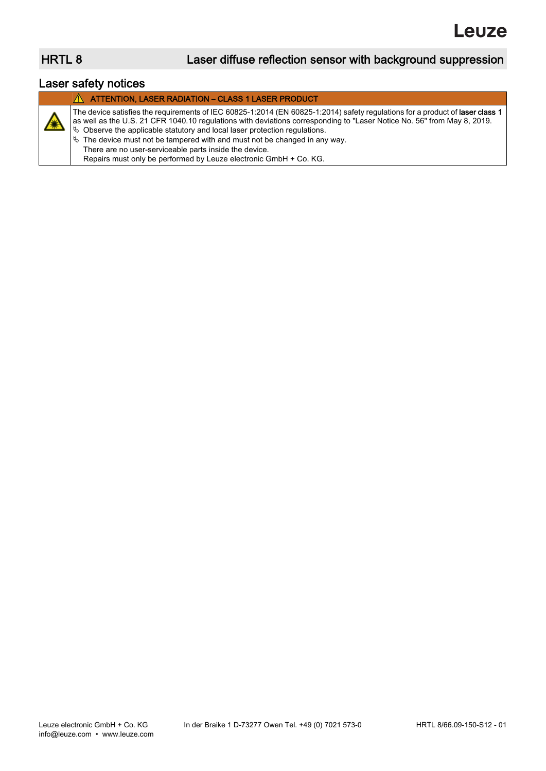## Laser safety notices

| | ⚠ ATTENTION, LASER RADIATION – CLASS 1 LASER PRODUCT |
|---|---|
| | The device satisfies the requirements of IEC 60825-1:2014 (EN 60825-1:2014) safety regulations for a product of **laser class 1** as well as the U.S. 21 CFR 1040.10 regulations with deviations corresponding to "Laser Notice No. 56" from May 8, 2019.<br>↳ Observe the applicable statutory and local laser protection regulations.<br>↳ The device must not be tampered with and must not be changed in any way.<br>There are no user-serviceable parts inside the device.<br>Repairs must only be performed by Leuze electronic GmbH + Co. KG. |